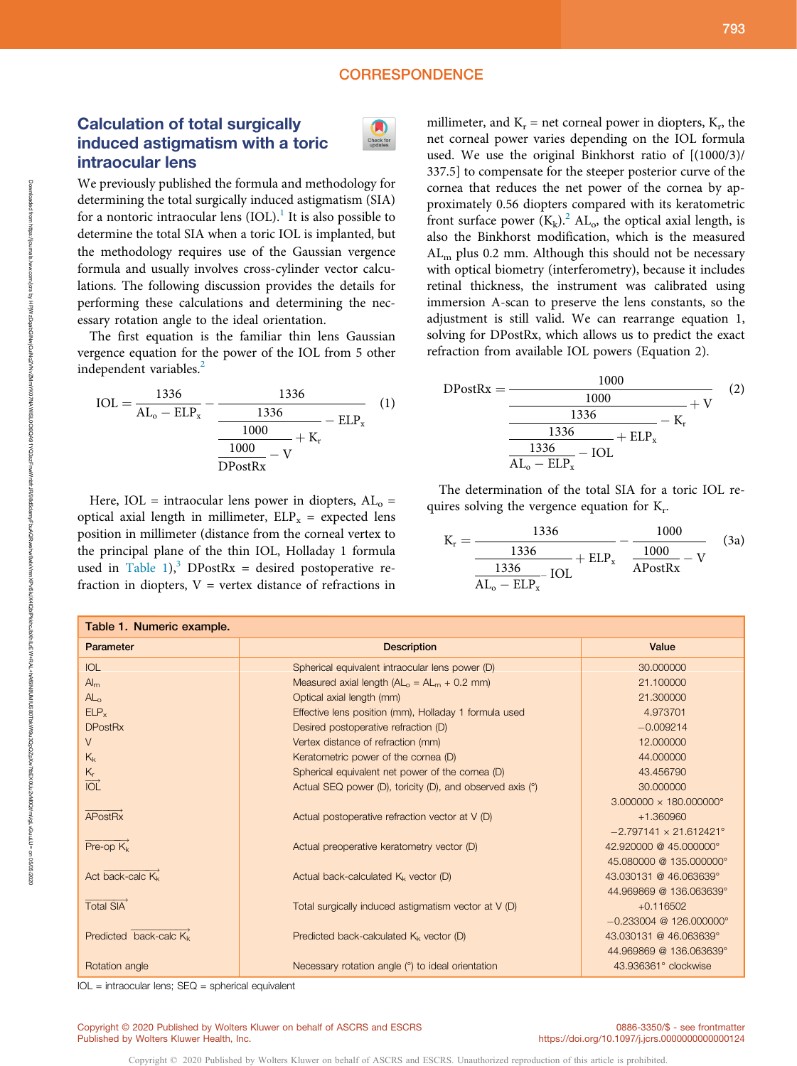## CORRESPONDENCE

# Calculation of total surgically induced astigmatism with a toric intraocular lens

We previously published the formula and methodology for determining the total surgically induced astigmatism (SIA) for a nontoric intraocular lens (IOL).[1] It is also possible to determine the total SIA when a toric IOL is implanted, but the methodology requires use of the Gaussian vergence formula and usually involves cross-cylinder vector calculations. The following discussion provides the details for performing these calculations and determining the necessary rotation angle to the ideal orientation.

The first equation is the familiar thin lens Gaussian vergence equation for the power of the IOL from 5 other independent variables.[2]

$$\mathrm{IOL} = \frac{1336}{\mathrm{AL_o} - \mathrm{ELP_x}} - \frac{1336}{\dfrac{1336}{\dfrac{1000}{\dfrac{1000}{\mathrm{DPostRx}} - \mathrm{V}} + \mathrm{K_r}} - \mathrm{ELP_x}} \qquad (1)$$

Here, IOL = intraocular lens power in diopters, $AL_o$ = optical axial length in millimeter, $ELP_x$ = expected lens position in millimeter (distance from the corneal vertex to the principal plane of the thin IOL, Holladay 1 formula used in Table 1),[3] DPostRx = desired postoperative refraction in diopters, V = vertex distance of refractions in millimeter, and $K_r$ = net corneal power in diopters, $K_r$, the net corneal power varies depending on the IOL formula used. We use the original Binkhorst ratio of [(1000/3)/337.5] to compensate for the steeper posterior curve of the cornea that reduces the net power of the cornea by approximately 0.56 diopters compared with its keratometric front surface power ($K_k$).[2] $AL_o$, the optical axial length, is also the Binkhorst modification, which is the measured $AL_m$ plus 0.2 mm. Although this should not be necessary with optical biometry (interferometry), because it includes retinal thickness, the instrument was calibrated using immersion A-scan to preserve the lens constants, so the adjustment is still valid. We can rearrange equation 1, solving for DPostRx, which allows us to predict the exact refraction from available IOL powers (Equation 2).

$$\mathrm{DPostRx} = \frac{1000}{\dfrac{1000}{\dfrac{1336}{\dfrac{1336}{\dfrac{1336}{\mathrm{AL_o} - \mathrm{ELP_x}} - \mathrm{IOL}} + \mathrm{ELP_x}} - \mathrm{K_r}} + \mathrm{V}} \qquad (2)$$

The determination of the total SIA for a toric IOL requires solving the vergence equation for $K_r$.

$$\mathrm{K_r} = \frac{1336}{\dfrac{1336}{\dfrac{1336}{\mathrm{AL_o} - \mathrm{ELP_x}} - \mathrm{IOL}} + \mathrm{ELP_x}} - \frac{1000}{\dfrac{1000}{\mathrm{APostRx}} - \mathrm{V}} \qquad (3a)$$

**Table 1. Numeric example.**

| Parameter | Description | Value |
|---|---|---|
| IOL | Spherical equivalent intraocular lens power (D) | 30.000000 |
| $Al_m$ | Measured axial length ($AL_o$ = $AL_m$ + 0.2 mm) | 21.100000 |
| $AL_o$ | Optical axial length (mm) | 21.300000 |
| $ELP_x$ | Effective lens position (mm), Holladay 1 formula used | 4.973701 |
| DPostRx | Desired postoperative refraction (D) | −0.009214 |
| V | Vertex distance of refraction (mm) | 12.000000 |
| $K_k$ | Keratometric power of the cornea (D) | 44.000000 |
| $K_r$ | Spherical equivalent net power of the cornea (D) | 43.456790 |
| $\overrightarrow{\mathrm{IOL}}$ | Actual SEQ power (D), toricity (D), and observed axis (°) | 30.000000 |
| | | 3.000000 × 180.000000° |
| $\overrightarrow{\mathrm{APostRx}}$ | Actual postoperative refraction vector at V (D) | +1.360960 |
| | | −2.797141 × 21.612421° |
| Pre-op $\overrightarrow{K_k}$ | Actual preoperative keratometry vector (D) | 42.920000 @ 45.000000° |
| | | 45.080000 @ 135.000000° |
| Act $\overrightarrow{\text{back-calc } K_k}$ | Actual back-calculated $K_k$ vector (D) | 43.030131 @ 46.063639° |
| | | 44.969869 @ 136.063639° |
| Total $\overrightarrow{\mathrm{SIA}}$ | Total surgically induced astigmatism vector at V (D) | +0.116502 |
| | | −0.233004 @ 126.000000° |
| Predicted $\overrightarrow{\text{back-calc } K_k}$ | Predicted back-calculated $K_k$ vector (D) | 43.030131 @ 46.063639° |
| | | 44.969869 @ 136.063639° |
| Rotation angle | Necessary rotation angle (°) to ideal orientation | 43.936361° clockwise |

IOL = intraocular lens; SEQ = spherical equivalent

Copyright © 2020 Published by Wolters Kluwer on behalf of ASCRS and ESCRS
Published by Wolters Kluwer Health, Inc.

0886-3350/$ - see frontmatter
https://doi.org/10.1097/j.jcrs.0000000000000124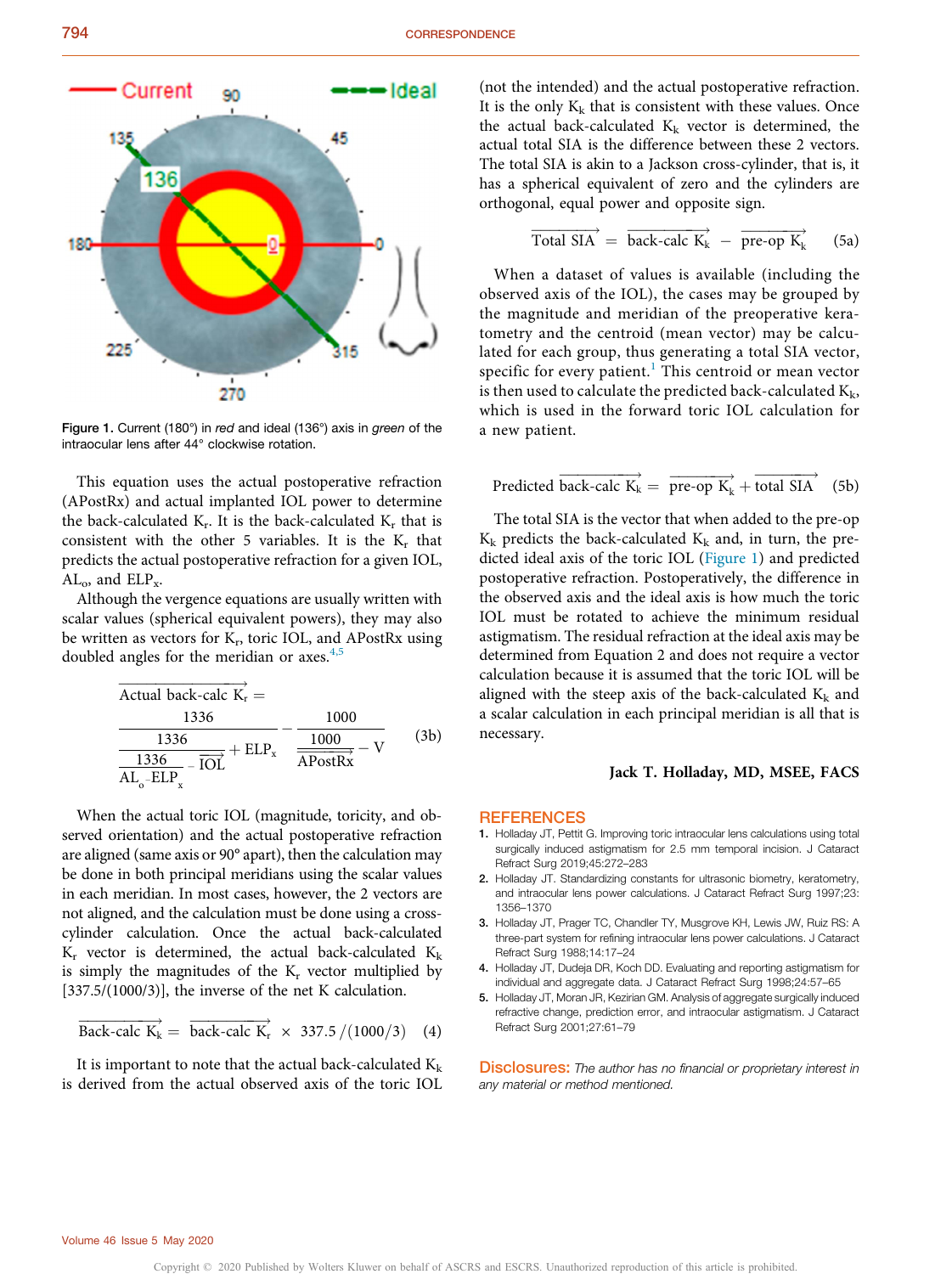Current 90 Ideal

135 45

136

180 0 0

225 315

270

Figure 1. Current (180°) in *red* and ideal (136°) axis in *green* of the intraocular lens after 44° clockwise rotation.

This equation uses the actual postoperative refraction (APostRx) and actual implanted IOL power to determine the back-calculated $K_r$. It is the back-calculated $K_r$ that is consistent with the other 5 variables. It is the $K_r$ that predicts the actual postoperative refraction for a given IOL, $AL_o$, and $ELP_x$.

Although the vergence equations are usually written with scalar values (spherical equivalent powers), they may also be written as vectors for $K_r$, toric IOL, and APostRx using doubled angles for the meridian or axes.[4,5]

$$\overrightarrow{\text{Actual back-calc } K_r} = \frac{1336}{\dfrac{1336}{\dfrac{1336}{AL_o - ELP_x} - \overrightarrow{IOL}} + ELP_x} - \frac{1000}{\dfrac{1000}{\overrightarrow{\text{APostRx}}} - V} \quad (3b)$$

When the actual toric IOL (magnitude, toricity, and observed orientation) and the actual postoperative refraction are aligned (same axis or 90° apart), then the calculation may be done in both principal meridians using the scalar values in each meridian. In most cases, however, the 2 vectors are not aligned, and the calculation must be done using a cross-cylinder calculation. Once the actual back-calculated $K_r$ vector is determined, the actual back-calculated $K_k$ is simply the magnitudes of the $K_r$ vector multiplied by [337.5/(1000/3)], the inverse of the net K calculation.

$$\overrightarrow{\text{Back-calc } K_k} = \overrightarrow{\text{back-calc } K_r} \times 337.5/(1000/3) \quad (4)$$

It is important to note that the actual back-calculated $K_k$ is derived from the actual observed axis of the toric IOL (not the intended) and the actual postoperative refraction. It is the only $K_k$ that is consistent with these values. Once the actual back-calculated $K_k$ vector is determined, the actual total SIA is the difference between these 2 vectors. The total SIA is akin to a Jackson cross-cylinder, that is, it has a spherical equivalent of zero and the cylinders are orthogonal, equal power and opposite sign.

$$\overrightarrow{\text{Total SIA}} = \overrightarrow{\text{back-calc } K_k} - \overrightarrow{\text{pre-op } K_k} \quad (5a)$$

When a dataset of values is available (including the observed axis of the IOL), the cases may be grouped by the magnitude and meridian of the preoperative keratometry and the centroid (mean vector) may be calculated for each group, thus generating a total SIA vector, specific for every patient.[1] This centroid or mean vector is then used to calculate the predicted back-calculated $K_k$, which is used in the forward toric IOL calculation for a new patient.

$$\text{Predicted } \overrightarrow{\text{back-calc } K_k} = \overrightarrow{\text{pre-op } K_k} + \overrightarrow{\text{total SIA}} \quad (5b)$$

The total SIA is the vector that when added to the pre-op $K_k$ predicts the back-calculated $K_k$ and, in turn, the predicted ideal axis of the toric IOL (Figure 1) and predicted postoperative refraction. Postoperatively, the difference in the observed axis and the ideal axis is how much the toric IOL must be rotated to achieve the minimum residual astigmatism. The residual refraction at the ideal axis may be determined from Equation 2 and does not require a vector calculation because it is assumed that the toric IOL will be aligned with the steep axis of the back-calculated $K_k$ and a scalar calculation in each principal meridian is all that is necessary.

**Jack T. Holladay, MD, MSEE, FACS**

## REFERENCES

1. Holladay JT, Pettit G. Improving toric intraocular lens calculations using total surgically induced astigmatism for 2.5 mm temporal incision. J Cataract Refract Surg 2019;45:272–283
2. Holladay JT. Standardizing constants for ultrasonic biometry, keratometry, and intraocular lens power calculations. J Cataract Refract Surg 1997;23:1356–1370
3. Holladay JT, Prager TC, Chandler TY, Musgrove KH, Lewis JW, Ruiz RS: A three-part system for refining intraocular lens power calculations. J Cataract Refract Surg 1988;14:17–24
4. Holladay JT, Dudeja DR, Koch DD. Evaluating and reporting astigmatism for individual and aggregate data. J Cataract Refract Surg 1998;24:57–65
5. Holladay JT, Moran JR, Kezirian GM. Analysis of aggregate surgically induced refractive change, prediction error, and intraocular astigmatism. J Cataract Refract Surg 2001;27:61–79

**Disclosures:** *The author has no financial or proprietary interest in any material or method mentioned.*